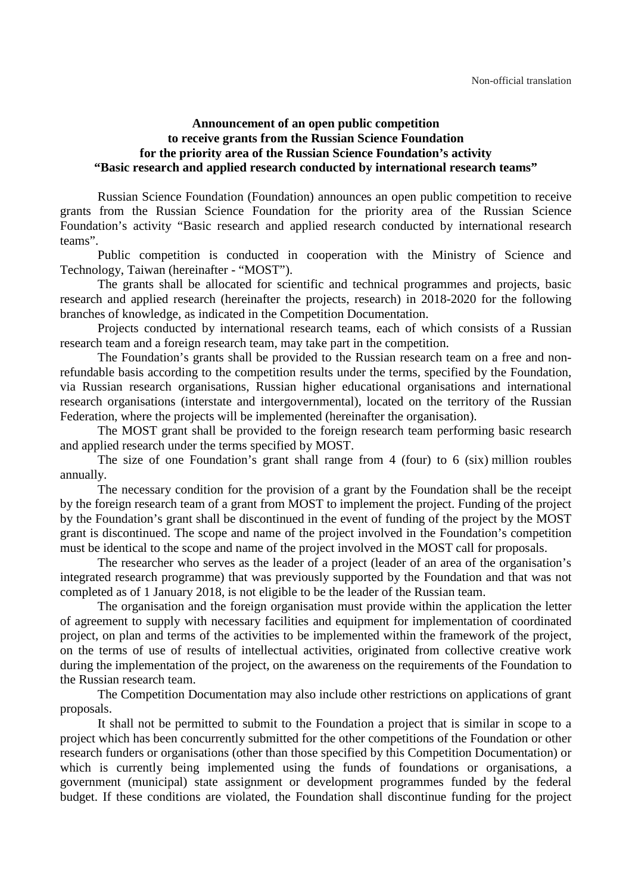Non-official translation

# Announcement of an open public competition to receive grants from the Russian Science Foundation for the priority area of the Russian Science Foundation's activity "Basic research and applied research conducted by international research teams"

Russian Science Foundation (Foundation) announces an open public competition to receive grants from the Russian Science Foundation for the priority area of the Russian Science Foundation's activity "Basic research and applied research conducted by international research teams".

Public competition is conducted in cooperation with the Ministry of Science and Technology, Taiwan (hereinafter - "MOST").

The grants shall be allocated for scientific and technical programmes and projects, basic research and applied research (hereinafter the projects, research) in 2018-2020 for the following branches of knowledge, as indicated in the Competition Documentation.

Projects conducted by international research teams, each of which consists of a Russian research team and a foreign research team, may take part in the competition.

The Foundation's grants shall be provided to the Russian research team on a free and non-refundable basis according to the competition results under the terms, specified by the Foundation, via Russian research organisations, Russian higher educational organisations and international research organisations (interstate and intergovernmental), located on the territory of the Russian Federation, where the projects will be implemented (hereinafter the organisation).

The MOST grant shall be provided to the foreign research team performing basic research and applied research under the terms specified by MOST.

The size of one Foundation's grant shall range from 4 (four) to 6 (six) million roubles annually.

The necessary condition for the provision of a grant by the Foundation shall be the receipt by the foreign research team of a grant from MOST to implement the project. Funding of the project by the Foundation's grant shall be discontinued in the event of funding of the project by the MOST grant is discontinued. The scope and name of the project involved in the Foundation's competition must be identical to the scope and name of the project involved in the MOST call for proposals.

The researcher who serves as the leader of a project (leader of an area of the organisation's integrated research programme) that was previously supported by the Foundation and that was not completed as of 1 January 2018, is not eligible to be the leader of the Russian team.

The organisation and the foreign organisation must provide within the application the letter of agreement to supply with necessary facilities and equipment for implementation of coordinated project, on plan and terms of the activities to be implemented within the framework of the project, on the terms of use of results of intellectual activities, originated from collective creative work during the implementation of the project, on the awareness on the requirements of the Foundation to the Russian research team.

The Competition Documentation may also include other restrictions on applications of grant proposals.

It shall not be permitted to submit to the Foundation a project that is similar in scope to a project which has been concurrently submitted for the other competitions of the Foundation or other research funders or organisations (other than those specified by this Competition Documentation) or which is currently being implemented using the funds of foundations or organisations, a government (municipal) state assignment or development programmes funded by the federal budget. If these conditions are violated, the Foundation shall discontinue funding for the project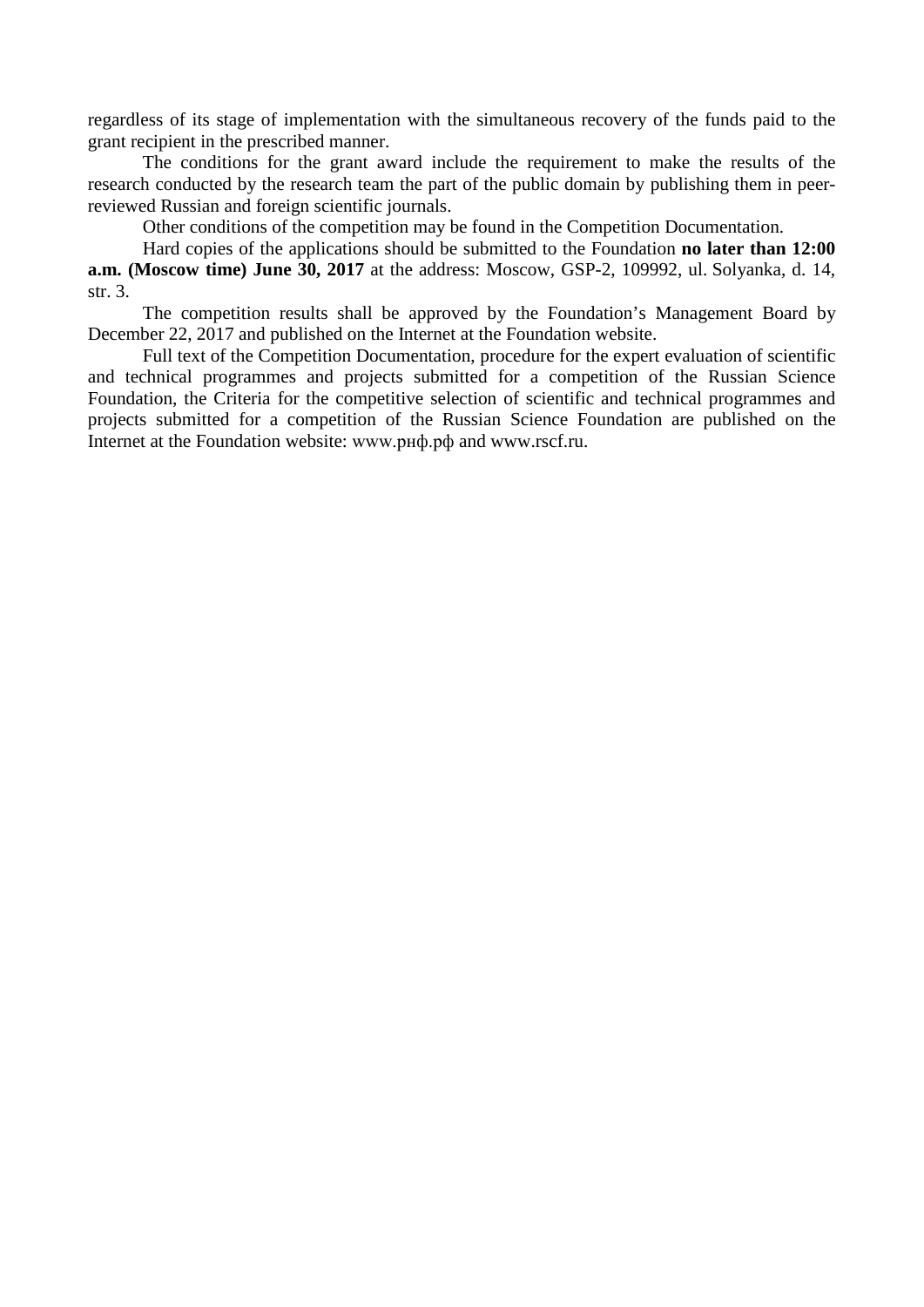regardless of its stage of implementation with the simultaneous recovery of the funds paid to the grant recipient in the prescribed manner.

The conditions for the grant award include the requirement to make the results of the research conducted by the research team the part of the public domain by publishing them in peer-reviewed Russian and foreign scientific journals.

Other conditions of the competition may be found in the Competition Documentation.

Hard copies of the applications should be submitted to the Foundation **no later than 12:00 a.m. (Moscow time) June 30, 2017** at the address: Moscow, GSP-2, 109992, ul. Solyanka, d. 14, str. 3.

The competition results shall be approved by the Foundation's Management Board by December 22, 2017 and published on the Internet at the Foundation website.

Full text of the Competition Documentation, procedure for the expert evaluation of scientific and technical programmes and projects submitted for a competition of the Russian Science Foundation, the Criteria for the competitive selection of scientific and technical programmes and projects submitted for a competition of the Russian Science Foundation are published on the Internet at the Foundation website: www.рнф.рф and www.rscf.ru.